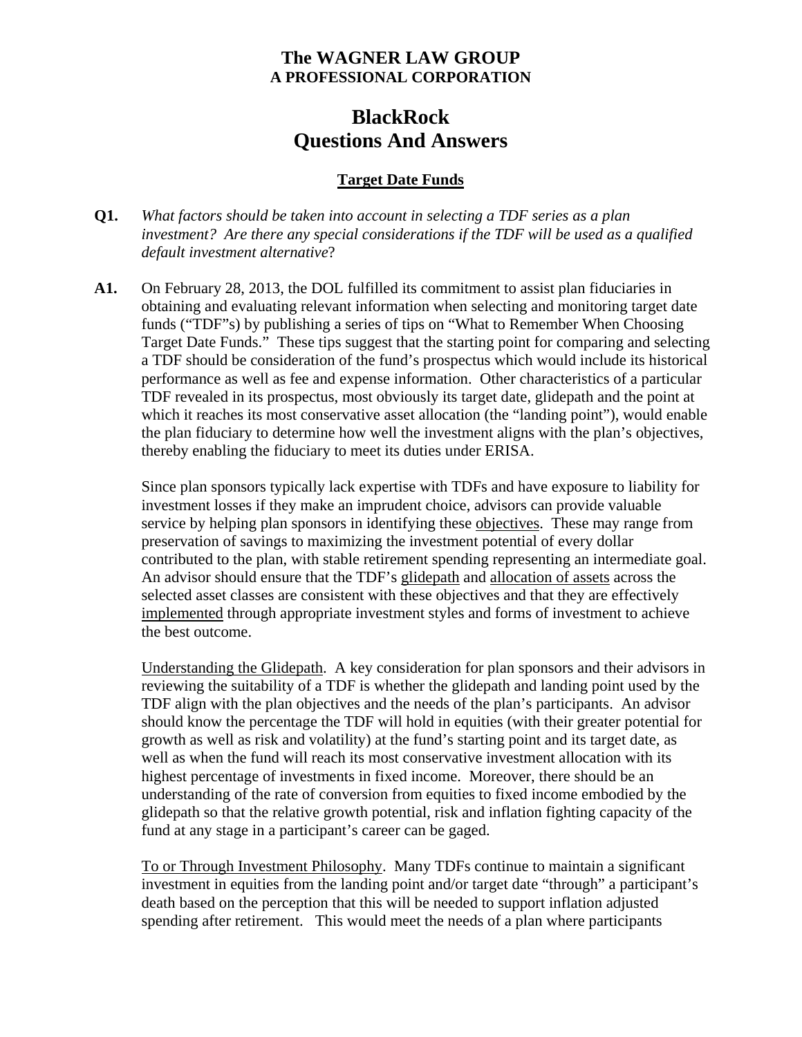**The WAGNER LAW GROUP**
**A PROFESSIONAL CORPORATION**

# BlackRock Questions And Answers

## Target Date Funds

**Q1.** *What factors should be taken into account in selecting a TDF series as a plan investment? Are there any special considerations if the TDF will be used as a qualified default investment alternative*?

**A1.** On February 28, 2013, the DOL fulfilled its commitment to assist plan fiduciaries in obtaining and evaluating relevant information when selecting and monitoring target date funds ("TDF"s) by publishing a series of tips on "What to Remember When Choosing Target Date Funds." These tips suggest that the starting point for comparing and selecting a TDF should be consideration of the fund's prospectus which would include its historical performance as well as fee and expense information. Other characteristics of a particular TDF revealed in its prospectus, most obviously its target date, glidepath and the point at which it reaches its most conservative asset allocation (the "landing point"), would enable the plan fiduciary to determine how well the investment aligns with the plan's objectives, thereby enabling the fiduciary to meet its duties under ERISA.

Since plan sponsors typically lack expertise with TDFs and have exposure to liability for investment losses if they make an imprudent choice, advisors can provide valuable service by helping plan sponsors in identifying these objectives. These may range from preservation of savings to maximizing the investment potential of every dollar contributed to the plan, with stable retirement spending representing an intermediate goal. An advisor should ensure that the TDF's glidepath and allocation of assets across the selected asset classes are consistent with these objectives and that they are effectively implemented through appropriate investment styles and forms of investment to achieve the best outcome.

Understanding the Glidepath. A key consideration for plan sponsors and their advisors in reviewing the suitability of a TDF is whether the glidepath and landing point used by the TDF align with the plan objectives and the needs of the plan's participants. An advisor should know the percentage the TDF will hold in equities (with their greater potential for growth as well as risk and volatility) at the fund's starting point and its target date, as well as when the fund will reach its most conservative investment allocation with its highest percentage of investments in fixed income. Moreover, there should be an understanding of the rate of conversion from equities to fixed income embodied by the glidepath so that the relative growth potential, risk and inflation fighting capacity of the fund at any stage in a participant's career can be gaged.

To or Through Investment Philosophy. Many TDFs continue to maintain a significant investment in equities from the landing point and/or target date "through" a participant's death based on the perception that this will be needed to support inflation adjusted spending after retirement. This would meet the needs of a plan where participants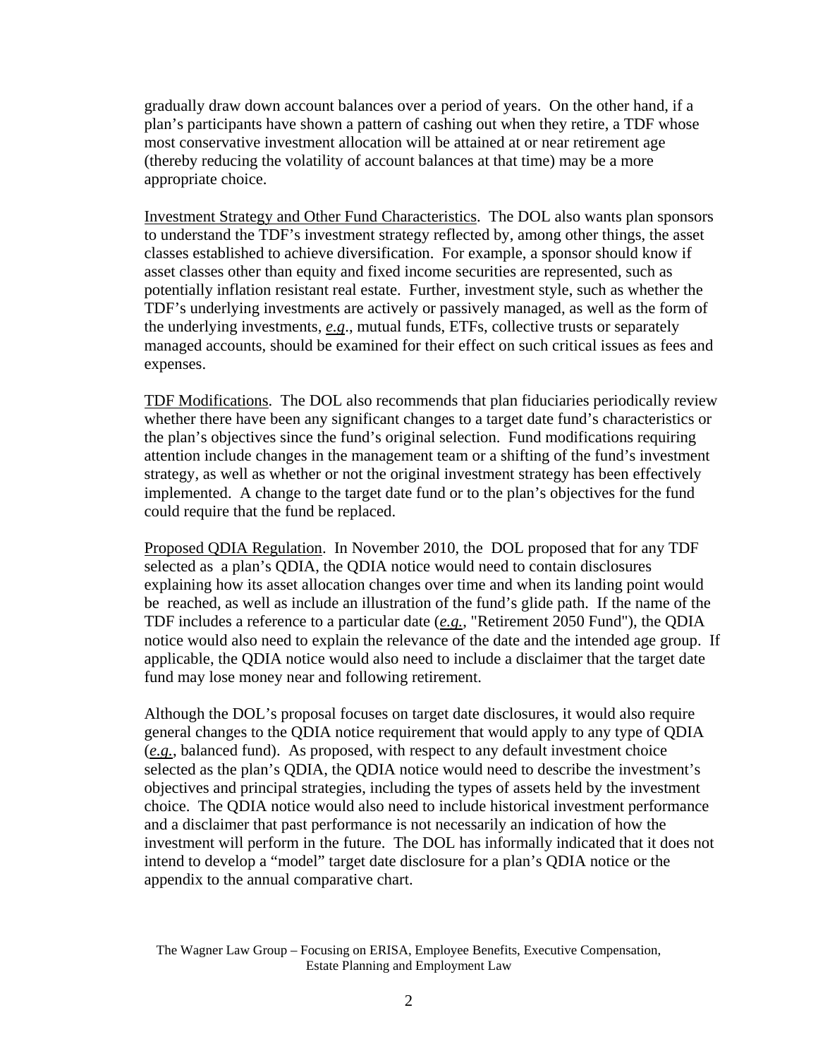gradually draw down account balances over a period of years. On the other hand, if a plan's participants have shown a pattern of cashing out when they retire, a TDF whose most conservative investment allocation will be attained at or near retirement age (thereby reducing the volatility of account balances at that time) may be a more appropriate choice.

Investment Strategy and Other Fund Characteristics. The DOL also wants plan sponsors to understand the TDF's investment strategy reflected by, among other things, the asset classes established to achieve diversification. For example, a sponsor should know if asset classes other than equity and fixed income securities are represented, such as potentially inflation resistant real estate. Further, investment style, such as whether the TDF's underlying investments are actively or passively managed, as well as the form of the underlying investments, *e.g*., mutual funds, ETFs, collective trusts or separately managed accounts, should be examined for their effect on such critical issues as fees and expenses.

TDF Modifications. The DOL also recommends that plan fiduciaries periodically review whether there have been any significant changes to a target date fund's characteristics or the plan's objectives since the fund's original selection. Fund modifications requiring attention include changes in the management team or a shifting of the fund's investment strategy, as well as whether or not the original investment strategy has been effectively implemented. A change to the target date fund or to the plan's objectives for the fund could require that the fund be replaced.

Proposed QDIA Regulation. In November 2010, the DOL proposed that for any TDF selected as a plan's QDIA, the QDIA notice would need to contain disclosures explaining how its asset allocation changes over time and when its landing point would be reached, as well as include an illustration of the fund's glide path. If the name of the TDF includes a reference to a particular date (*e.g.*, "Retirement 2050 Fund"), the QDIA notice would also need to explain the relevance of the date and the intended age group. If applicable, the QDIA notice would also need to include a disclaimer that the target date fund may lose money near and following retirement.

Although the DOL's proposal focuses on target date disclosures, it would also require general changes to the QDIA notice requirement that would apply to any type of QDIA (*e.g.*, balanced fund). As proposed, with respect to any default investment choice selected as the plan's QDIA, the QDIA notice would need to describe the investment's objectives and principal strategies, including the types of assets held by the investment choice. The QDIA notice would also need to include historical investment performance and a disclaimer that past performance is not necessarily an indication of how the investment will perform in the future. The DOL has informally indicated that it does not intend to develop a "model" target date disclosure for a plan's QDIA notice or the appendix to the annual comparative chart.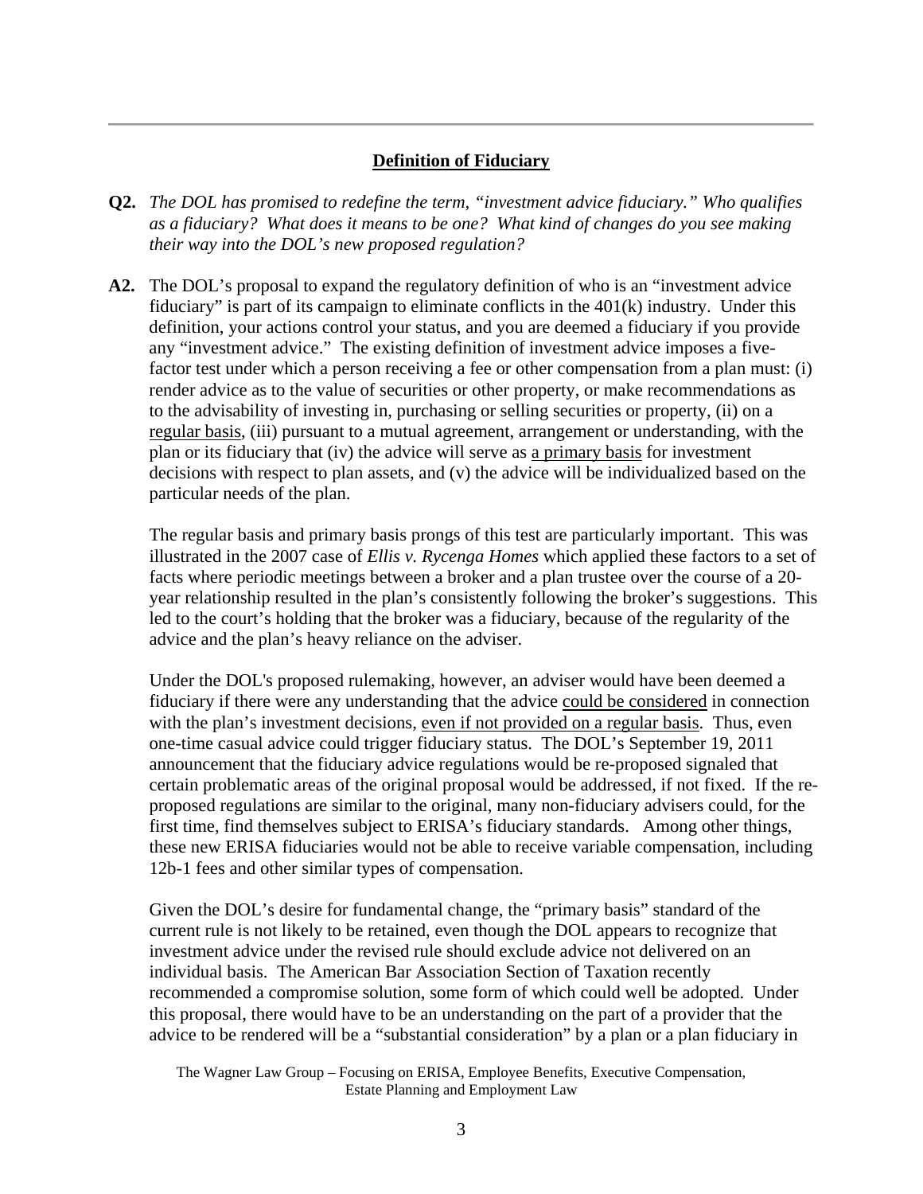## Definition of Fiduciary

**Q2.** *The DOL has promised to redefine the term, "investment advice fiduciary." Who qualifies as a fiduciary? What does it means to be one? What kind of changes do you see making their way into the DOL's new proposed regulation?*

**A2.** The DOL's proposal to expand the regulatory definition of who is an "investment advice fiduciary" is part of its campaign to eliminate conflicts in the 401(k) industry. Under this definition, your actions control your status, and you are deemed a fiduciary if you provide any "investment advice." The existing definition of investment advice imposes a five-factor test under which a person receiving a fee or other compensation from a plan must: (i) render advice as to the value of securities or other property, or make recommendations as to the advisability of investing in, purchasing or selling securities or property, (ii) on a <u>regular basis</u>, (iii) pursuant to a mutual agreement, arrangement or understanding, with the plan or its fiduciary that (iv) the advice will serve as <u>a primary basis</u> for investment decisions with respect to plan assets, and (v) the advice will be individualized based on the particular needs of the plan.

The regular basis and primary basis prongs of this test are particularly important. This was illustrated in the 2007 case of *Ellis v. Rycenga Homes* which applied these factors to a set of facts where periodic meetings between a broker and a plan trustee over the course of a 20-year relationship resulted in the plan's consistently following the broker's suggestions. This led to the court's holding that the broker was a fiduciary, because of the regularity of the advice and the plan's heavy reliance on the adviser.

Under the DOL's proposed rulemaking, however, an adviser would have been deemed a fiduciary if there were any understanding that the advice <u>could be considered</u> in connection with the plan's investment decisions, <u>even if not provided on a regular basis</u>. Thus, even one-time casual advice could trigger fiduciary status. The DOL's September 19, 2011 announcement that the fiduciary advice regulations would be re-proposed signaled that certain problematic areas of the original proposal would be addressed, if not fixed. If the re-proposed regulations are similar to the original, many non-fiduciary advisers could, for the first time, find themselves subject to ERISA's fiduciary standards. Among other things, these new ERISA fiduciaries would not be able to receive variable compensation, including 12b-1 fees and other similar types of compensation.

Given the DOL's desire for fundamental change, the "primary basis" standard of the current rule is not likely to be retained, even though the DOL appears to recognize that investment advice under the revised rule should exclude advice not delivered on an individual basis. The American Bar Association Section of Taxation recently recommended a compromise solution, some form of which could well be adopted. Under this proposal, there would have to be an understanding on the part of a provider that the advice to be rendered will be a "substantial consideration" by a plan or a plan fiduciary in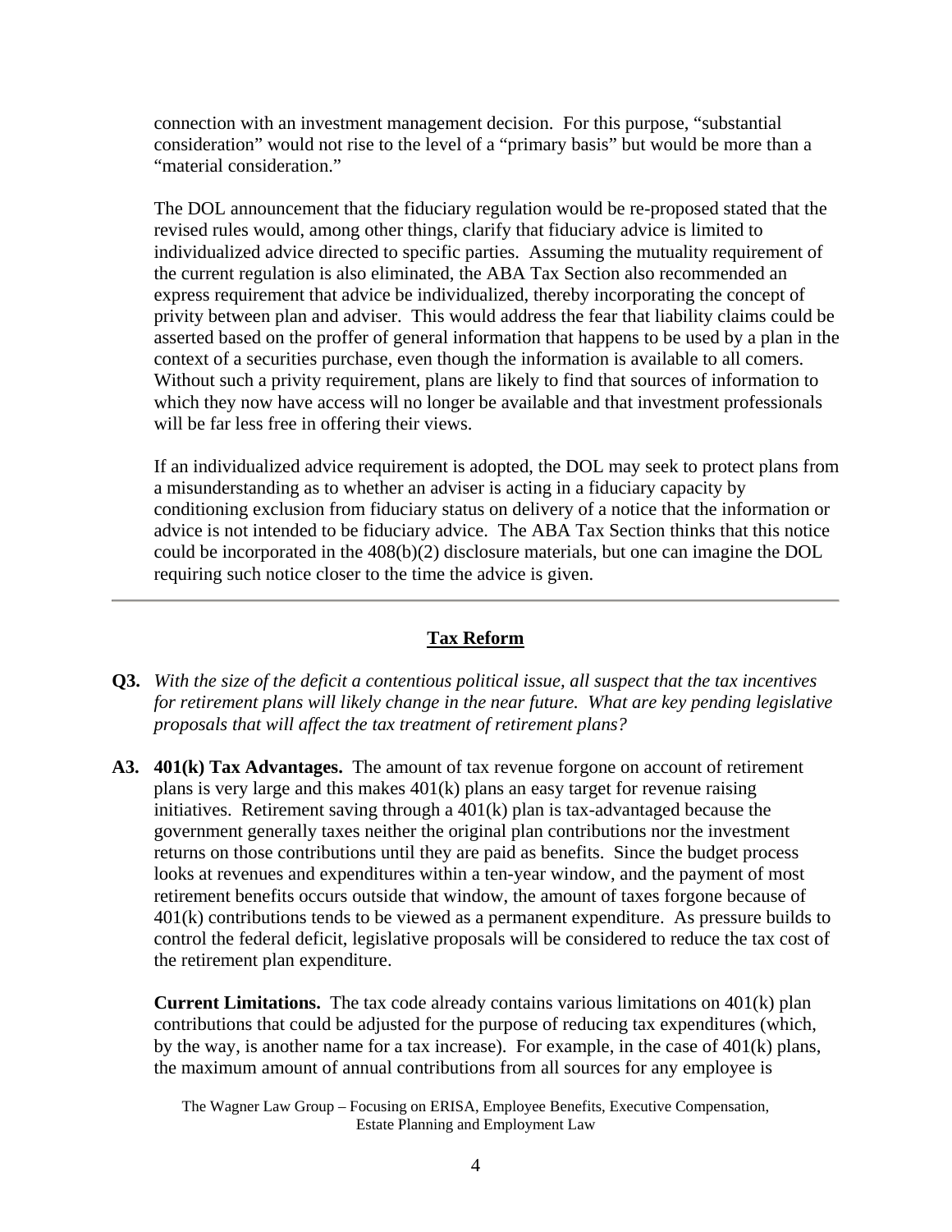connection with an investment management decision. For this purpose, "substantial consideration" would not rise to the level of a "primary basis" but would be more than a "material consideration."

The DOL announcement that the fiduciary regulation would be re-proposed stated that the revised rules would, among other things, clarify that fiduciary advice is limited to individualized advice directed to specific parties. Assuming the mutuality requirement of the current regulation is also eliminated, the ABA Tax Section also recommended an express requirement that advice be individualized, thereby incorporating the concept of privity between plan and adviser. This would address the fear that liability claims could be asserted based on the proffer of general information that happens to be used by a plan in the context of a securities purchase, even though the information is available to all comers. Without such a privity requirement, plans are likely to find that sources of information to which they now have access will no longer be available and that investment professionals will be far less free in offering their views.

If an individualized advice requirement is adopted, the DOL may seek to protect plans from a misunderstanding as to whether an adviser is acting in a fiduciary capacity by conditioning exclusion from fiduciary status on delivery of a notice that the information or advice is not intended to be fiduciary advice. The ABA Tax Section thinks that this notice could be incorporated in the 408(b)(2) disclosure materials, but one can imagine the DOL requiring such notice closer to the time the advice is given.

---

## Tax Reform

**Q3.** *With the size of the deficit a contentious political issue, all suspect that the tax incentives for retirement plans will likely change in the near future. What are key pending legislative proposals that will affect the tax treatment of retirement plans?*

**A3.** **401(k) Tax Advantages.** The amount of tax revenue forgone on account of retirement plans is very large and this makes 401(k) plans an easy target for revenue raising initiatives. Retirement saving through a 401(k) plan is tax-advantaged because the government generally taxes neither the original plan contributions nor the investment returns on those contributions until they are paid as benefits. Since the budget process looks at revenues and expenditures within a ten-year window, and the payment of most retirement benefits occurs outside that window, the amount of taxes forgone because of 401(k) contributions tends to be viewed as a permanent expenditure. As pressure builds to control the federal deficit, legislative proposals will be considered to reduce the tax cost of the retirement plan expenditure.

**Current Limitations.** The tax code already contains various limitations on 401(k) plan contributions that could be adjusted for the purpose of reducing tax expenditures (which, by the way, is another name for a tax increase). For example, in the case of 401(k) plans, the maximum amount of annual contributions from all sources for any employee is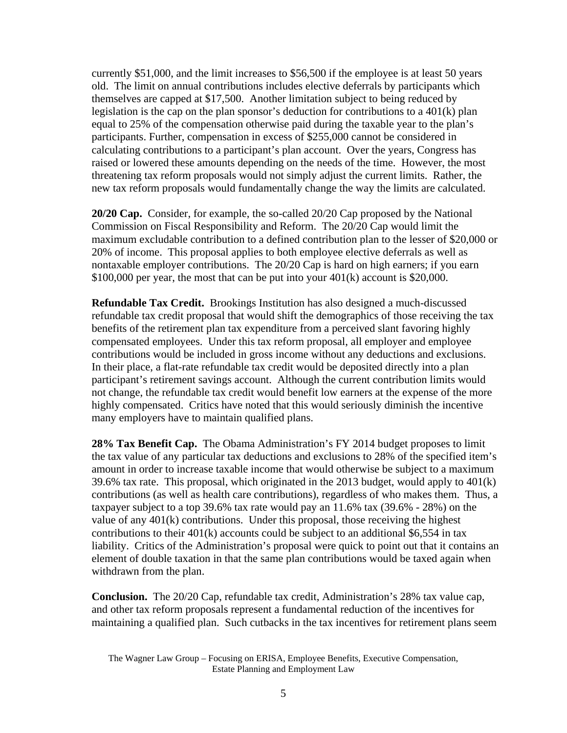currently \$51,000, and the limit increases to \$56,500 if the employee is at least 50 years old. The limit on annual contributions includes elective deferrals by participants which themselves are capped at \$17,500. Another limitation subject to being reduced by legislation is the cap on the plan sponsor's deduction for contributions to a 401(k) plan equal to 25% of the compensation otherwise paid during the taxable year to the plan's participants. Further, compensation in excess of \$255,000 cannot be considered in calculating contributions to a participant's plan account. Over the years, Congress has raised or lowered these amounts depending on the needs of the time. However, the most threatening tax reform proposals would not simply adjust the current limits. Rather, the new tax reform proposals would fundamentally change the way the limits are calculated.

**20/20 Cap.** Consider, for example, the so-called 20/20 Cap proposed by the National Commission on Fiscal Responsibility and Reform. The 20/20 Cap would limit the maximum excludable contribution to a defined contribution plan to the lesser of \$20,000 or 20% of income. This proposal applies to both employee elective deferrals as well as nontaxable employer contributions. The 20/20 Cap is hard on high earners; if you earn \$100,000 per year, the most that can be put into your 401(k) account is \$20,000.

**Refundable Tax Credit.** Brookings Institution has also designed a much-discussed refundable tax credit proposal that would shift the demographics of those receiving the tax benefits of the retirement plan tax expenditure from a perceived slant favoring highly compensated employees. Under this tax reform proposal, all employer and employee contributions would be included in gross income without any deductions and exclusions. In their place, a flat-rate refundable tax credit would be deposited directly into a plan participant's retirement savings account. Although the current contribution limits would not change, the refundable tax credit would benefit low earners at the expense of the more highly compensated. Critics have noted that this would seriously diminish the incentive many employers have to maintain qualified plans.

**28% Tax Benefit Cap.** The Obama Administration's FY 2014 budget proposes to limit the tax value of any particular tax deductions and exclusions to 28% of the specified item's amount in order to increase taxable income that would otherwise be subject to a maximum 39.6% tax rate. This proposal, which originated in the 2013 budget, would apply to 401(k) contributions (as well as health care contributions), regardless of who makes them. Thus, a taxpayer subject to a top 39.6% tax rate would pay an 11.6% tax (39.6% - 28%) on the value of any 401(k) contributions. Under this proposal, those receiving the highest contributions to their 401(k) accounts could be subject to an additional \$6,554 in tax liability. Critics of the Administration's proposal were quick to point out that it contains an element of double taxation in that the same plan contributions would be taxed again when withdrawn from the plan.

**Conclusion.** The 20/20 Cap, refundable tax credit, Administration's 28% tax value cap, and other tax reform proposals represent a fundamental reduction of the incentives for maintaining a qualified plan. Such cutbacks in the tax incentives for retirement plans seem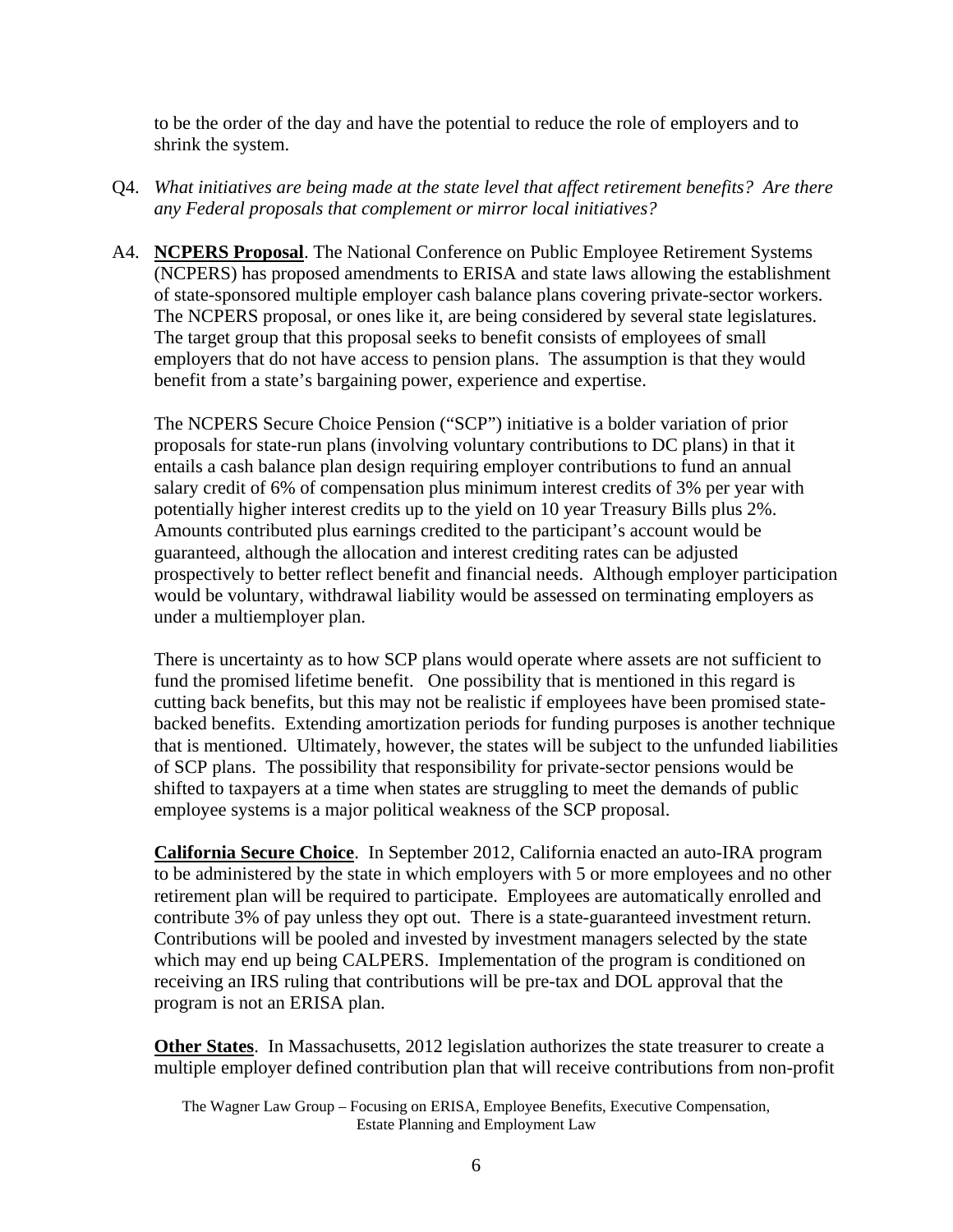to be the order of the day and have the potential to reduce the role of employers and to shrink the system.

Q4. *What initiatives are being made at the state level that affect retirement benefits? Are there any Federal proposals that complement or mirror local initiatives?*

A4. **NCPERS Proposal**. The National Conference on Public Employee Retirement Systems (NCPERS) has proposed amendments to ERISA and state laws allowing the establishment of state-sponsored multiple employer cash balance plans covering private-sector workers. The NCPERS proposal, or ones like it, are being considered by several state legislatures. The target group that this proposal seeks to benefit consists of employees of small employers that do not have access to pension plans. The assumption is that they would benefit from a state's bargaining power, experience and expertise.

The NCPERS Secure Choice Pension ("SCP") initiative is a bolder variation of prior proposals for state-run plans (involving voluntary contributions to DC plans) in that it entails a cash balance plan design requiring employer contributions to fund an annual salary credit of 6% of compensation plus minimum interest credits of 3% per year with potentially higher interest credits up to the yield on 10 year Treasury Bills plus 2%. Amounts contributed plus earnings credited to the participant's account would be guaranteed, although the allocation and interest crediting rates can be adjusted prospectively to better reflect benefit and financial needs. Although employer participation would be voluntary, withdrawal liability would be assessed on terminating employers as under a multiemployer plan.

There is uncertainty as to how SCP plans would operate where assets are not sufficient to fund the promised lifetime benefit. One possibility that is mentioned in this regard is cutting back benefits, but this may not be realistic if employees have been promised state-backed benefits. Extending amortization periods for funding purposes is another technique that is mentioned. Ultimately, however, the states will be subject to the unfunded liabilities of SCP plans. The possibility that responsibility for private-sector pensions would be shifted to taxpayers at a time when states are struggling to meet the demands of public employee systems is a major political weakness of the SCP proposal.

**California Secure Choice**. In September 2012, California enacted an auto-IRA program to be administered by the state in which employers with 5 or more employees and no other retirement plan will be required to participate. Employees are automatically enrolled and contribute 3% of pay unless they opt out. There is a state-guaranteed investment return. Contributions will be pooled and invested by investment managers selected by the state which may end up being CALPERS. Implementation of the program is conditioned on receiving an IRS ruling that contributions will be pre-tax and DOL approval that the program is not an ERISA plan.

**Other States**. In Massachusetts, 2012 legislation authorizes the state treasurer to create a multiple employer defined contribution plan that will receive contributions from non-profit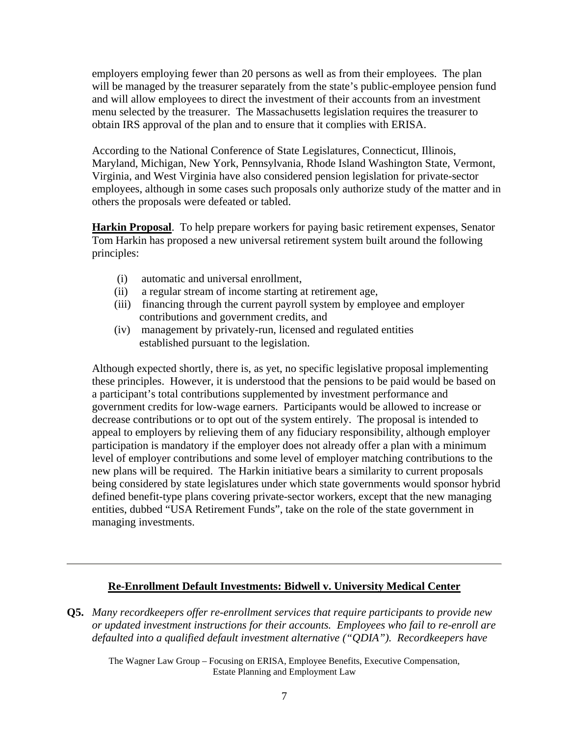employers employing fewer than 20 persons as well as from their employees. The plan will be managed by the treasurer separately from the state's public-employee pension fund and will allow employees to direct the investment of their accounts from an investment menu selected by the treasurer. The Massachusetts legislation requires the treasurer to obtain IRS approval of the plan and to ensure that it complies with ERISA.

According to the National Conference of State Legislatures, Connecticut, Illinois, Maryland, Michigan, New York, Pennsylvania, Rhode Island Washington State, Vermont, Virginia, and West Virginia have also considered pension legislation for private-sector employees, although in some cases such proposals only authorize study of the matter and in others the proposals were defeated or tabled.

**Harkin Proposal**. To help prepare workers for paying basic retirement expenses, Senator Tom Harkin has proposed a new universal retirement system built around the following principles:

(i) automatic and universal enrollment,
(ii) a regular stream of income starting at retirement age,
(iii) financing through the current payroll system by employee and employer contributions and government credits, and
(iv) management by privately-run, licensed and regulated entities established pursuant to the legislation.

Although expected shortly, there is, as yet, no specific legislative proposal implementing these principles. However, it is understood that the pensions to be paid would be based on a participant's total contributions supplemented by investment performance and government credits for low-wage earners. Participants would be allowed to increase or decrease contributions or to opt out of the system entirely. The proposal is intended to appeal to employers by relieving them of any fiduciary responsibility, although employer participation is mandatory if the employer does not already offer a plan with a minimum level of employer contributions and some level of employer matching contributions to the new plans will be required. The Harkin initiative bears a similarity to current proposals being considered by state legislatures under which state governments would sponsor hybrid defined benefit-type plans covering private-sector workers, except that the new managing entities, dubbed "USA Retirement Funds", take on the role of the state government in managing investments.

---

## Re-Enrollment Default Investments: Bidwell v. University Medical Center

**Q5.** *Many recordkeepers offer re-enrollment services that require participants to provide new or updated investment instructions for their accounts. Employees who fail to re-enroll are defaulted into a qualified default investment alternative ("QDIA"). Recordkeepers have*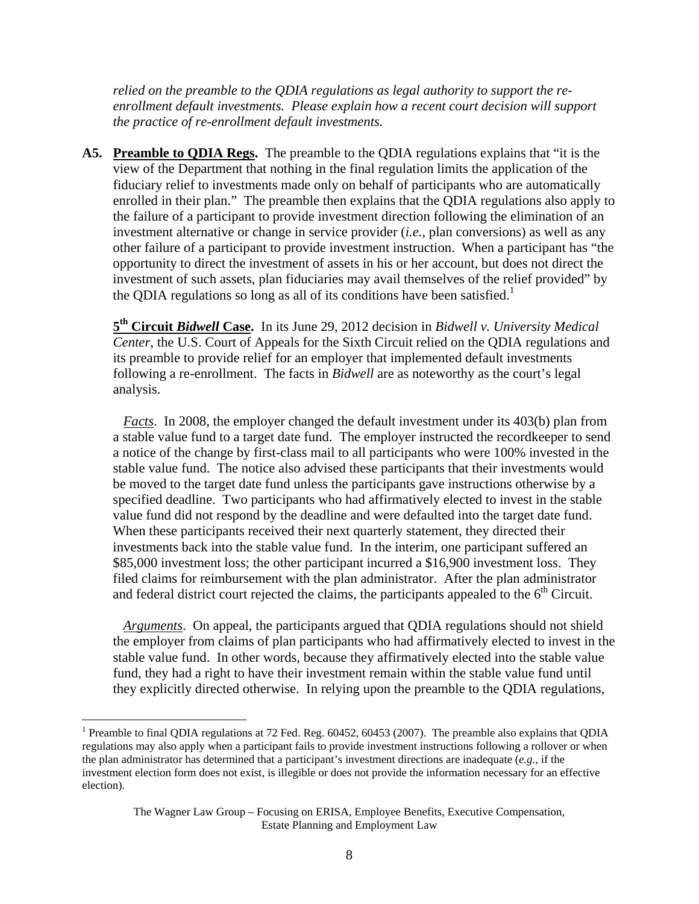*relied on the preamble to the QDIA regulations as legal authority to support the re-enrollment default investments. Please explain how a recent court decision will support the practice of re-enrollment default investments.*

**A5. Preamble to QDIA Regs.** The preamble to the QDIA regulations explains that "it is the view of the Department that nothing in the final regulation limits the application of the fiduciary relief to investments made only on behalf of participants who are automatically enrolled in their plan." The preamble then explains that the QDIA regulations also apply to the failure of a participant to provide investment direction following the elimination of an investment alternative or change in service provider (*i.e.*, plan conversions) as well as any other failure of a participant to provide investment instruction. When a participant has "the opportunity to direct the investment of assets in his or her account, but does not direct the investment of such assets, plan fiduciaries may avail themselves of the relief provided" by the QDIA regulations so long as all of its conditions have been satisfied.[1]

**5th Circuit *Bidwell* Case.** In its June 29, 2012 decision in *Bidwell v. University Medical Center*, the U.S. Court of Appeals for the Sixth Circuit relied on the QDIA regulations and its preamble to provide relief for an employer that implemented default investments following a re-enrollment. The facts in *Bidwell* are as noteworthy as the court's legal analysis.

*Facts*. In 2008, the employer changed the default investment under its 403(b) plan from a stable value fund to a target date fund. The employer instructed the recordkeeper to send a notice of the change by first-class mail to all participants who were 100% invested in the stable value fund. The notice also advised these participants that their investments would be moved to the target date fund unless the participants gave instructions otherwise by a specified deadline. Two participants who had affirmatively elected to invest in the stable value fund did not respond by the deadline and were defaulted into the target date fund. When these participants received their next quarterly statement, they directed their investments back into the stable value fund. In the interim, one participant suffered an \$85,000 investment loss; the other participant incurred a \$16,900 investment loss. They filed claims for reimbursement with the plan administrator. After the plan administrator and federal district court rejected the claims, the participants appealed to the 6th Circuit.

*Arguments*. On appeal, the participants argued that QDIA regulations should not shield the employer from claims of plan participants who had affirmatively elected to invest in the stable value fund. In other words, because they affirmatively elected into the stable value fund, they had a right to have their investment remain within the stable value fund until they explicitly directed otherwise. In relying upon the preamble to the QDIA regulations,

[1] Preamble to final QDIA regulations at 72 Fed. Reg. 60452, 60453 (2007). The preamble also explains that QDIA regulations may also apply when a participant fails to provide investment instructions following a rollover or when the plan administrator has determined that a participant's investment directions are inadequate (*e.g*., if the investment election form does not exist, is illegible or does not provide the information necessary for an effective election).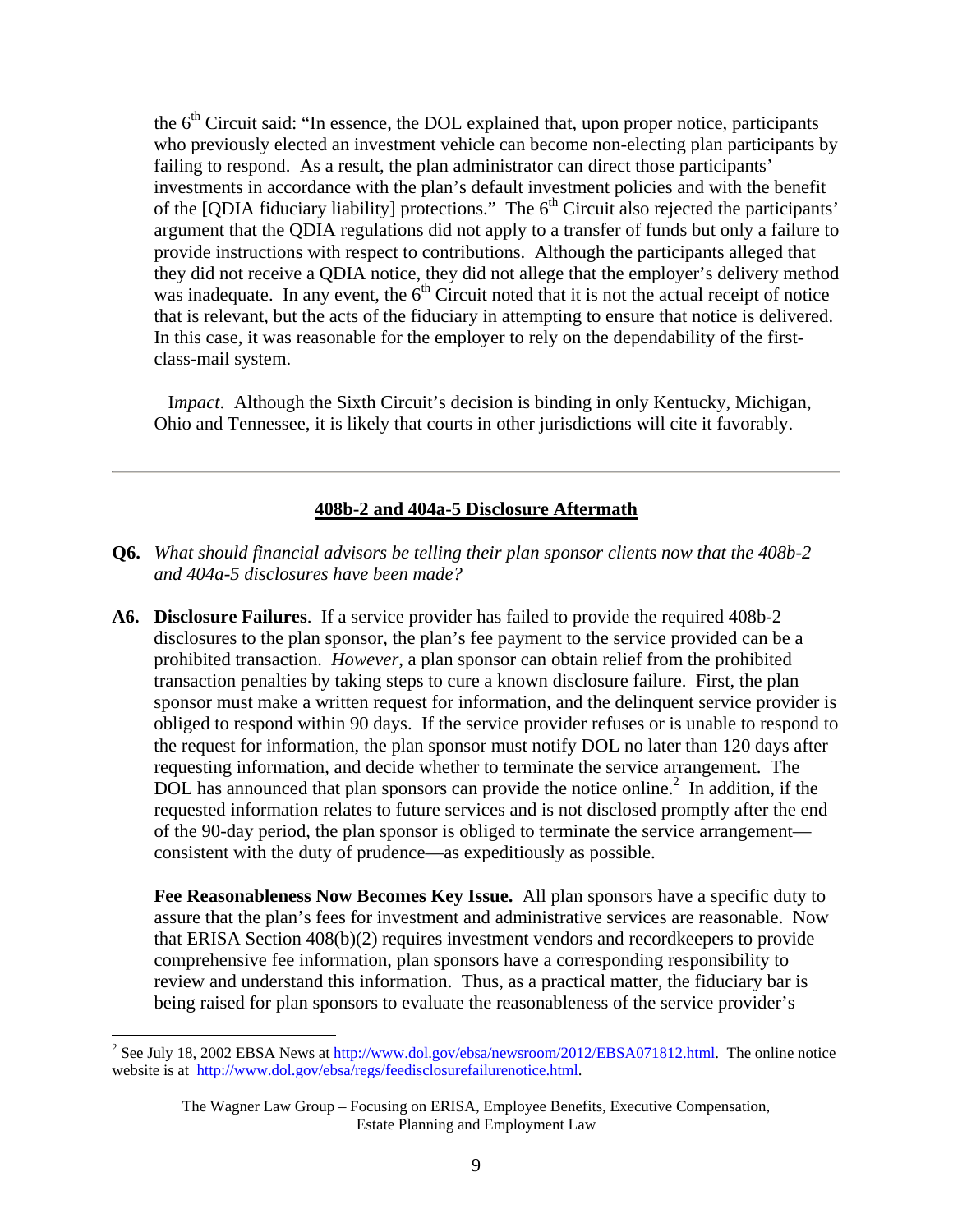the 6th Circuit said: "In essence, the DOL explained that, upon proper notice, participants who previously elected an investment vehicle can become non-electing plan participants by failing to respond. As a result, the plan administrator can direct those participants' investments in accordance with the plan's default investment policies and with the benefit of the [QDIA fiduciary liability] protections." The 6th Circuit also rejected the participants' argument that the QDIA regulations did not apply to a transfer of funds but only a failure to provide instructions with respect to contributions. Although the participants alleged that they did not receive a QDIA notice, they did not allege that the employer's delivery method was inadequate. In any event, the 6th Circuit noted that it is not the actual receipt of notice that is relevant, but the acts of the fiduciary in attempting to ensure that notice is delivered. In this case, it was reasonable for the employer to rely on the dependability of the first-class-mail system.

*Impact*. Although the Sixth Circuit's decision is binding in only Kentucky, Michigan, Ohio and Tennessee, it is likely that courts in other jurisdictions will cite it favorably.

---

## 408b-2 and 404a-5 Disclosure Aftermath

**Q6.** *What should financial advisors be telling their plan sponsor clients now that the 408b-2 and 404a-5 disclosures have been made?*

**A6. Disclosure Failures**. If a service provider has failed to provide the required 408b-2 disclosures to the plan sponsor, the plan's fee payment to the service provided can be a prohibited transaction. *However*, a plan sponsor can obtain relief from the prohibited transaction penalties by taking steps to cure a known disclosure failure. First, the plan sponsor must make a written request for information, and the delinquent service provider is obliged to respond within 90 days. If the service provider refuses or is unable to respond to the request for information, the plan sponsor must notify DOL no later than 120 days after requesting information, and decide whether to terminate the service arrangement. The DOL has announced that plan sponsors can provide the notice online.[2] In addition, if the requested information relates to future services and is not disclosed promptly after the end of the 90-day period, the plan sponsor is obliged to terminate the service arrangement—consistent with the duty of prudence—as expeditiously as possible.

**Fee Reasonableness Now Becomes Key Issue.** All plan sponsors have a specific duty to assure that the plan's fees for investment and administrative services are reasonable. Now that ERISA Section 408(b)(2) requires investment vendors and recordkeepers to provide comprehensive fee information, plan sponsors have a corresponding responsibility to review and understand this information. Thus, as a practical matter, the fiduciary bar is being raised for plan sponsors to evaluate the reasonableness of the service provider's

[2] See July 18, 2002 EBSA News at http://www.dol.gov/ebsa/newsroom/2012/EBSA071812.html. The online notice website is at http://www.dol.gov/ebsa/regs/feedisclosurefailurenotice.html.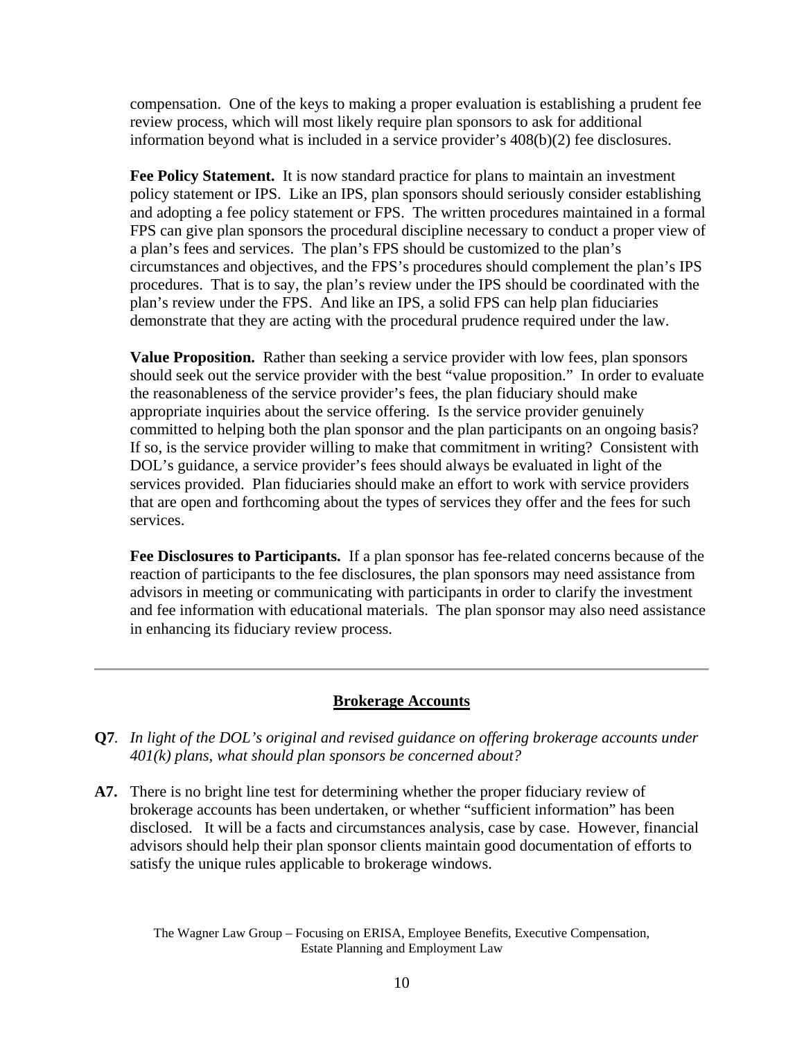compensation. One of the keys to making a proper evaluation is establishing a prudent fee review process, which will most likely require plan sponsors to ask for additional information beyond what is included in a service provider's 408(b)(2) fee disclosures.

**Fee Policy Statement.** It is now standard practice for plans to maintain an investment policy statement or IPS. Like an IPS, plan sponsors should seriously consider establishing and adopting a fee policy statement or FPS. The written procedures maintained in a formal FPS can give plan sponsors the procedural discipline necessary to conduct a proper view of a plan's fees and services. The plan's FPS should be customized to the plan's circumstances and objectives, and the FPS's procedures should complement the plan's IPS procedures. That is to say, the plan's review under the IPS should be coordinated with the plan's review under the FPS. And like an IPS, a solid FPS can help plan fiduciaries demonstrate that they are acting with the procedural prudence required under the law.

**Value Proposition.** Rather than seeking a service provider with low fees, plan sponsors should seek out the service provider with the best "value proposition." In order to evaluate the reasonableness of the service provider's fees, the plan fiduciary should make appropriate inquiries about the service offering. Is the service provider genuinely committed to helping both the plan sponsor and the plan participants on an ongoing basis? If so, is the service provider willing to make that commitment in writing? Consistent with DOL's guidance, a service provider's fees should always be evaluated in light of the services provided. Plan fiduciaries should make an effort to work with service providers that are open and forthcoming about the types of services they offer and the fees for such services.

**Fee Disclosures to Participants.** If a plan sponsor has fee-related concerns because of the reaction of participants to the fee disclosures, the plan sponsors may need assistance from advisors in meeting or communicating with participants in order to clarify the investment and fee information with educational materials. The plan sponsor may also need assistance in enhancing its fiduciary review process.

---

## Brokerage Accounts

**Q7**. *In light of the DOL's original and revised guidance on offering brokerage accounts under 401(k) plans, what should plan sponsors be concerned about?*

**A7.** There is no bright line test for determining whether the proper fiduciary review of brokerage accounts has been undertaken, or whether "sufficient information" has been disclosed. It will be a facts and circumstances analysis, case by case. However, financial advisors should help their plan sponsor clients maintain good documentation of efforts to satisfy the unique rules applicable to brokerage windows.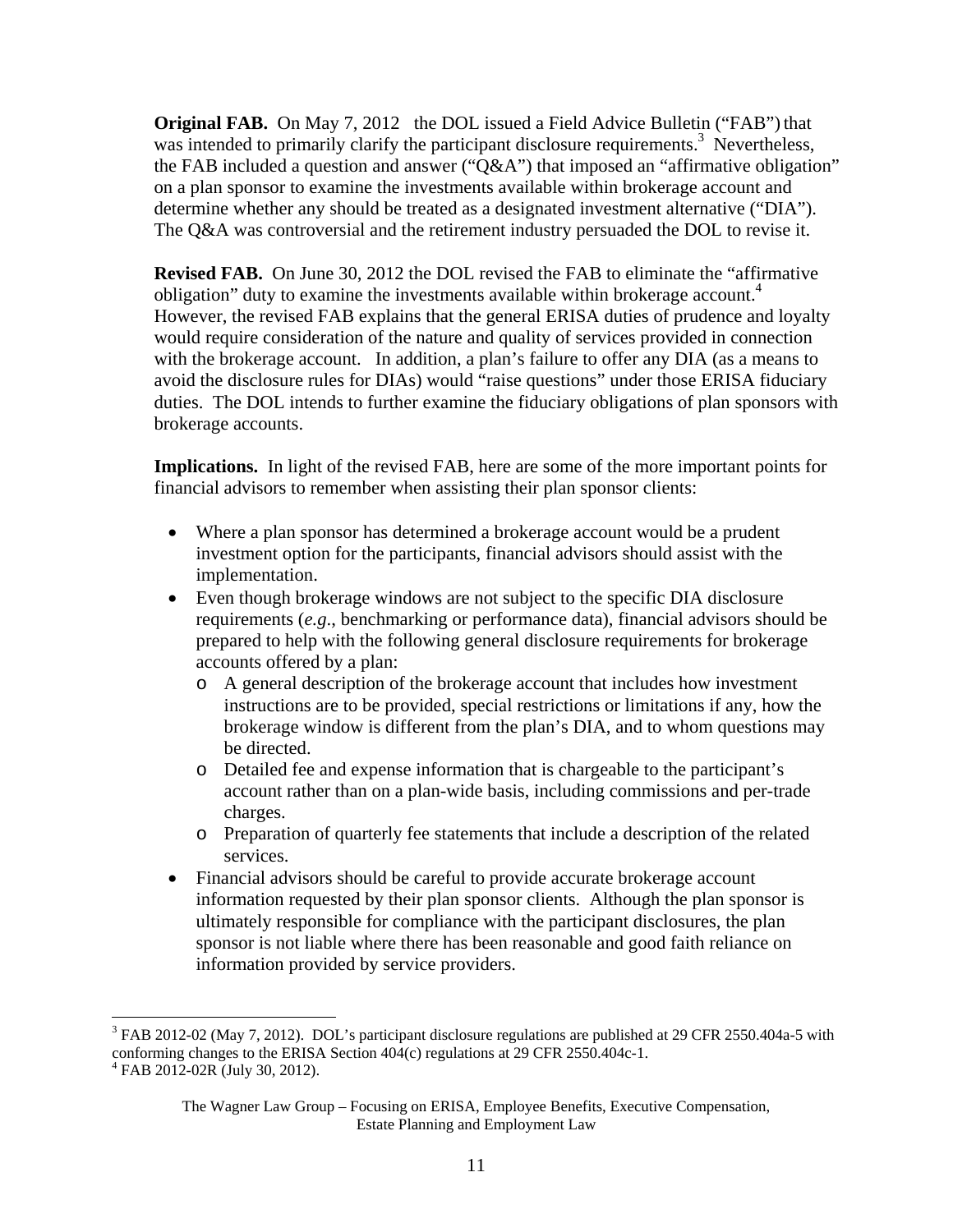**Original FAB.** On May 7, 2012 the DOL issued a Field Advice Bulletin ("FAB") that was intended to primarily clarify the participant disclosure requirements.[3] Nevertheless, the FAB included a question and answer ("Q&A") that imposed an "affirmative obligation" on a plan sponsor to examine the investments available within brokerage account and determine whether any should be treated as a designated investment alternative ("DIA"). The Q&A was controversial and the retirement industry persuaded the DOL to revise it.

**Revised FAB.** On June 30, 2012 the DOL revised the FAB to eliminate the "affirmative obligation" duty to examine the investments available within brokerage account.[4] However, the revised FAB explains that the general ERISA duties of prudence and loyalty would require consideration of the nature and quality of services provided in connection with the brokerage account. In addition, a plan's failure to offer any DIA (as a means to avoid the disclosure rules for DIAs) would "raise questions" under those ERISA fiduciary duties. The DOL intends to further examine the fiduciary obligations of plan sponsors with brokerage accounts.

**Implications.** In light of the revised FAB, here are some of the more important points for financial advisors to remember when assisting their plan sponsor clients:

- Where a plan sponsor has determined a brokerage account would be a prudent investment option for the participants, financial advisors should assist with the implementation.
- Even though brokerage windows are not subject to the specific DIA disclosure requirements (*e.g*., benchmarking or performance data), financial advisors should be prepared to help with the following general disclosure requirements for brokerage accounts offered by a plan:
  - A general description of the brokerage account that includes how investment instructions are to be provided, special restrictions or limitations if any, how the brokerage window is different from the plan's DIA, and to whom questions may be directed.
  - Detailed fee and expense information that is chargeable to the participant's account rather than on a plan-wide basis, including commissions and per-trade charges.
  - Preparation of quarterly fee statements that include a description of the related services.
- Financial advisors should be careful to provide accurate brokerage account information requested by their plan sponsor clients. Although the plan sponsor is ultimately responsible for compliance with the participant disclosures, the plan sponsor is not liable where there has been reasonable and good faith reliance on information provided by service providers.

---

[3] FAB 2012-02 (May 7, 2012). DOL's participant disclosure regulations are published at 29 CFR 2550.404a-5 with conforming changes to the ERISA Section 404(c) regulations at 29 CFR 2550.404c-1.

[4] FAB 2012-02R (July 30, 2012).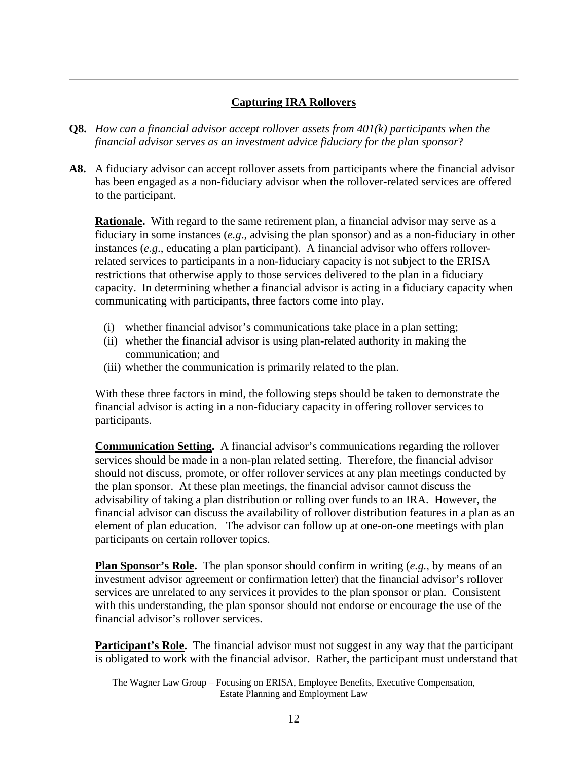## Capturing IRA Rollovers

**Q8.** *How can a financial advisor accept rollover assets from 401(k) participants when the financial advisor serves as an investment advice fiduciary for the plan sponsor*?

**A8.** A fiduciary advisor can accept rollover assets from participants where the financial advisor has been engaged as a non-fiduciary advisor when the rollover-related services are offered to the participant.

**Rationale.** With regard to the same retirement plan, a financial advisor may serve as a fiduciary in some instances (*e.g*., advising the plan sponsor) and as a non-fiduciary in other instances (*e.g*., educating a plan participant). A financial advisor who offers rollover-related services to participants in a non-fiduciary capacity is not subject to the ERISA restrictions that otherwise apply to those services delivered to the plan in a fiduciary capacity. In determining whether a financial advisor is acting in a fiduciary capacity when communicating with participants, three factors come into play.

(i) whether financial advisor's communications take place in a plan setting;
(ii) whether the financial advisor is using plan-related authority in making the communication; and
(iii) whether the communication is primarily related to the plan.

With these three factors in mind, the following steps should be taken to demonstrate the financial advisor is acting in a non-fiduciary capacity in offering rollover services to participants.

**Communication Setting.** A financial advisor's communications regarding the rollover services should be made in a non-plan related setting. Therefore, the financial advisor should not discuss, promote, or offer rollover services at any plan meetings conducted by the plan sponsor. At these plan meetings, the financial advisor cannot discuss the advisability of taking a plan distribution or rolling over funds to an IRA. However, the financial advisor can discuss the availability of rollover distribution features in a plan as an element of plan education. The advisor can follow up at one-on-one meetings with plan participants on certain rollover topics.

**Plan Sponsor's Role.** The plan sponsor should confirm in writing (*e.g.*, by means of an investment advisor agreement or confirmation letter) that the financial advisor's rollover services are unrelated to any services it provides to the plan sponsor or plan. Consistent with this understanding, the plan sponsor should not endorse or encourage the use of the financial advisor's rollover services.

**Participant's Role.** The financial advisor must not suggest in any way that the participant is obligated to work with the financial advisor. Rather, the participant must understand that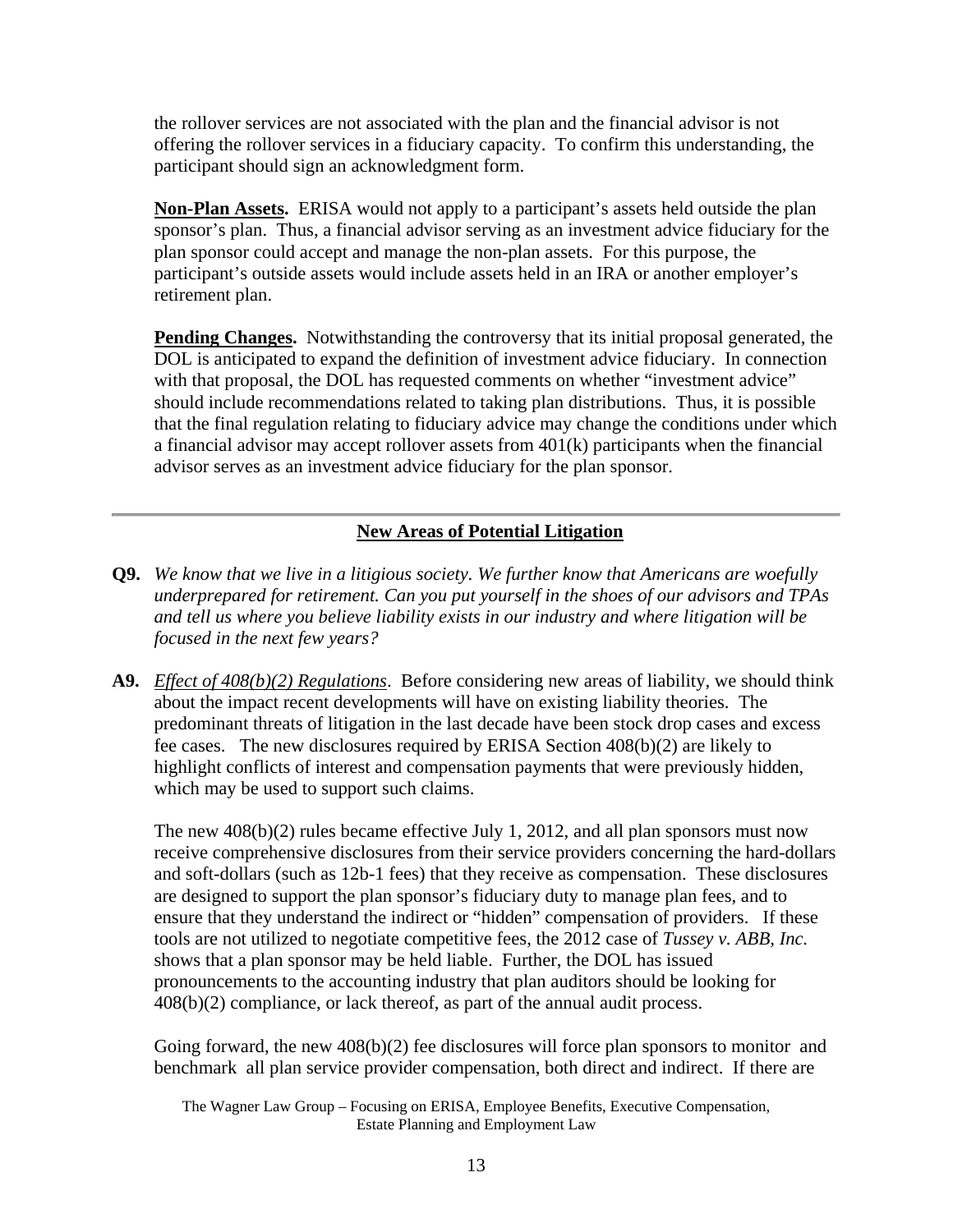the rollover services are not associated with the plan and the financial advisor is not offering the rollover services in a fiduciary capacity. To confirm this understanding, the participant should sign an acknowledgment form.

**Non-Plan Assets.** ERISA would not apply to a participant's assets held outside the plan sponsor's plan. Thus, a financial advisor serving as an investment advice fiduciary for the plan sponsor could accept and manage the non-plan assets. For this purpose, the participant's outside assets would include assets held in an IRA or another employer's retirement plan.

**Pending Changes.** Notwithstanding the controversy that its initial proposal generated, the DOL is anticipated to expand the definition of investment advice fiduciary. In connection with that proposal, the DOL has requested comments on whether "investment advice" should include recommendations related to taking plan distributions. Thus, it is possible that the final regulation relating to fiduciary advice may change the conditions under which a financial advisor may accept rollover assets from 401(k) participants when the financial advisor serves as an investment advice fiduciary for the plan sponsor.

---

## New Areas of Potential Litigation

**Q9.** *We know that we live in a litigious society. We further know that Americans are woefully underprepared for retirement. Can you put yourself in the shoes of our advisors and TPAs and tell us where you believe liability exists in our industry and where litigation will be focused in the next few years?*

**A9.** *Effect of 408(b)(2) Regulations*. Before considering new areas of liability, we should think about the impact recent developments will have on existing liability theories. The predominant threats of litigation in the last decade have been stock drop cases and excess fee cases. The new disclosures required by ERISA Section 408(b)(2) are likely to highlight conflicts of interest and compensation payments that were previously hidden, which may be used to support such claims.

The new 408(b)(2) rules became effective July 1, 2012, and all plan sponsors must now receive comprehensive disclosures from their service providers concerning the hard-dollars and soft-dollars (such as 12b-1 fees) that they receive as compensation. These disclosures are designed to support the plan sponsor's fiduciary duty to manage plan fees, and to ensure that they understand the indirect or "hidden" compensation of providers. If these tools are not utilized to negotiate competitive fees, the 2012 case of *Tussey v. ABB, Inc.* shows that a plan sponsor may be held liable. Further, the DOL has issued pronouncements to the accounting industry that plan auditors should be looking for 408(b)(2) compliance, or lack thereof, as part of the annual audit process.

Going forward, the new 408(b)(2) fee disclosures will force plan sponsors to monitor and benchmark all plan service provider compensation, both direct and indirect. If there are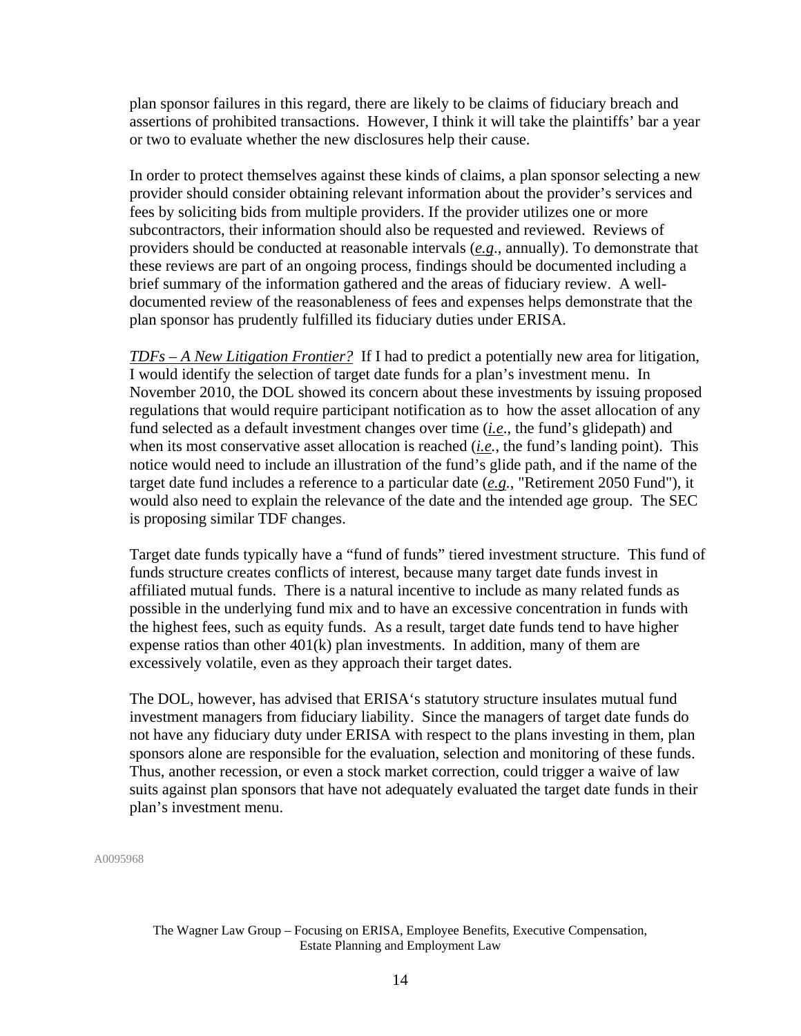plan sponsor failures in this regard, there are likely to be claims of fiduciary breach and assertions of prohibited transactions. However, I think it will take the plaintiffs' bar a year or two to evaluate whether the new disclosures help their cause.

In order to protect themselves against these kinds of claims, a plan sponsor selecting a new provider should consider obtaining relevant information about the provider's services and fees by soliciting bids from multiple providers. If the provider utilizes one or more subcontractors, their information should also be requested and reviewed. Reviews of providers should be conducted at reasonable intervals (*e.g*., annually). To demonstrate that these reviews are part of an ongoing process, findings should be documented including a brief summary of the information gathered and the areas of fiduciary review. A well-documented review of the reasonableness of fees and expenses helps demonstrate that the plan sponsor has prudently fulfilled its fiduciary duties under ERISA.

*TDFs – A New Litigation Frontier?* If I had to predict a potentially new area for litigation, I would identify the selection of target date funds for a plan's investment menu. In November 2010, the DOL showed its concern about these investments by issuing proposed regulations that would require participant notification as to how the asset allocation of any fund selected as a default investment changes over time (*i.e*., the fund's glidepath) and when its most conservative asset allocation is reached (*i.e.*, the fund's landing point). This notice would need to include an illustration of the fund's glide path, and if the name of the target date fund includes a reference to a particular date (*e.g.*, "Retirement 2050 Fund"), it would also need to explain the relevance of the date and the intended age group. The SEC is proposing similar TDF changes.

Target date funds typically have a "fund of funds" tiered investment structure. This fund of funds structure creates conflicts of interest, because many target date funds invest in affiliated mutual funds. There is a natural incentive to include as many related funds as possible in the underlying fund mix and to have an excessive concentration in funds with the highest fees, such as equity funds. As a result, target date funds tend to have higher expense ratios than other 401(k) plan investments. In addition, many of them are excessively volatile, even as they approach their target dates.

The DOL, however, has advised that ERISA's statutory structure insulates mutual fund investment managers from fiduciary liability. Since the managers of target date funds do not have any fiduciary duty under ERISA with respect to the plans investing in them, plan sponsors alone are responsible for the evaluation, selection and monitoring of these funds. Thus, another recession, or even a stock market correction, could trigger a waive of law suits against plan sponsors that have not adequately evaluated the target date funds in their plan's investment menu.

A0095968